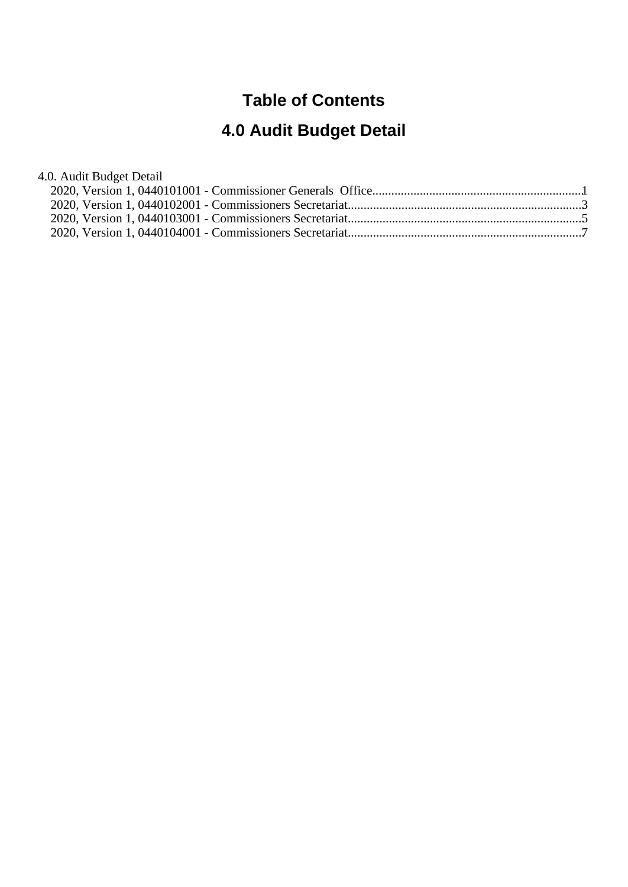# Table of Contents

## 4.0 Audit Budget Detail

4.0. Audit Budget Detail

- 2020, Version 1, 0440101001 - Commissioner Generals Office....1
- 2020, Version 1, 0440102001 - Commissioners Secretariat....3
- 2020, Version 1, 0440103001 - Commissioners Secretariat....5
- 2020, Version 1, 0440104001 - Commissioners Secretariat....7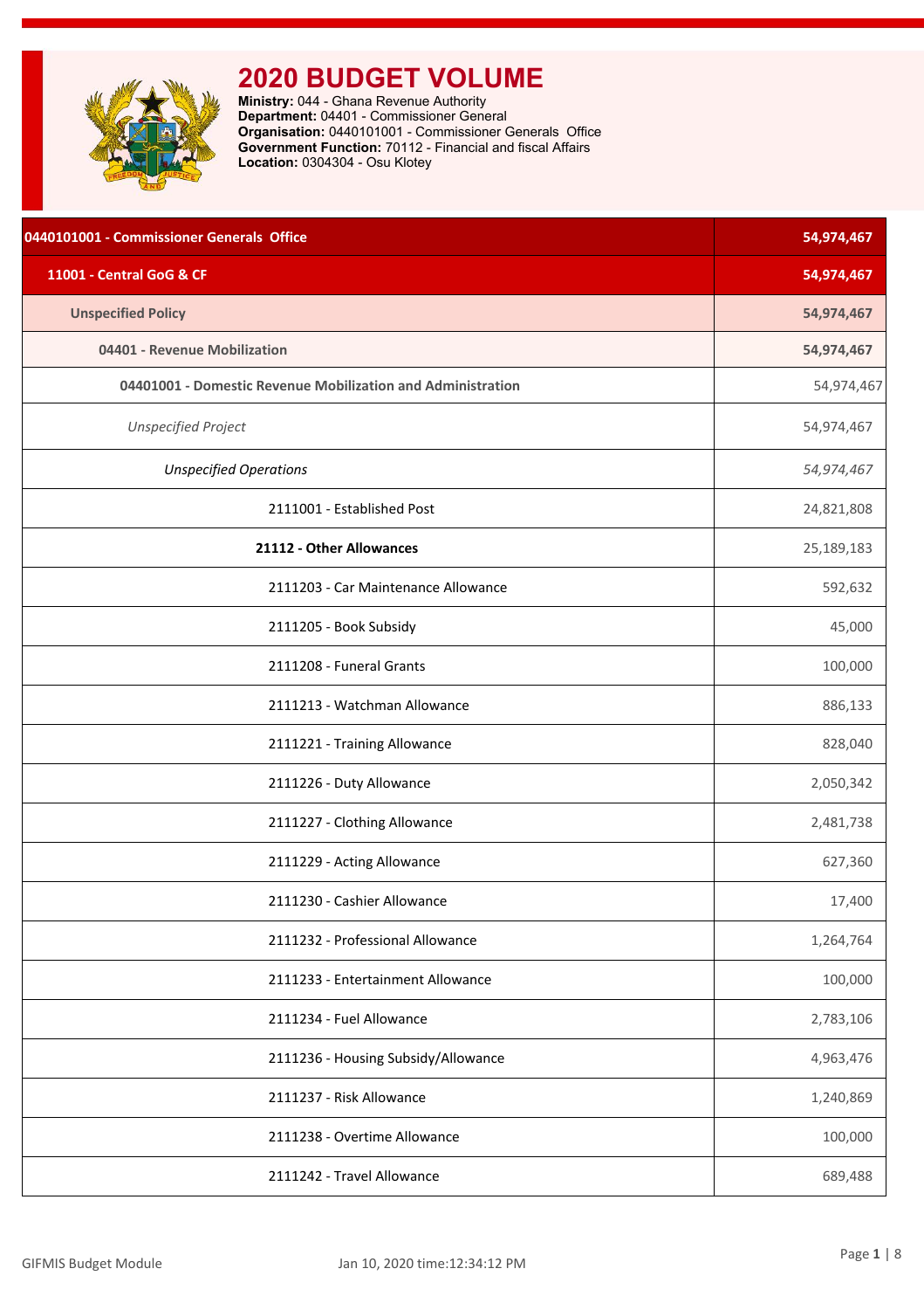# 2020 BUDGET VOLUME

**Ministry:** 044 - Ghana Revenue Authority
**Department:** 04401 - Commissioner General
**Organisation:** 0440101001 - Commissioner Generals Office
**Government Function:** 70112 - Financial and fiscal Affairs
**Location:** 0304304 - Osu Klotey

| 0440101001 - Commissioner Generals Office | 54,974,467 |
|---|---|
| 11001 - Central GoG & CF | 54,974,467 |
| Unspecified Policy | 54,974,467 |
| 04401 - Revenue Mobilization | 54,974,467 |
| 04401001 - Domestic Revenue Mobilization and Administration | 54,974,467 |
| *Unspecified Project* | 54,974,467 |
| *Unspecified Operations* | *54,974,467* |
| 2111001 - Established Post | 24,821,808 |
| **21112 - Other Allowances** | 25,189,183 |
| 2111203 - Car Maintenance Allowance | 592,632 |
| 2111205 - Book Subsidy | 45,000 |
| 2111208 - Funeral Grants | 100,000 |
| 2111213 - Watchman Allowance | 886,133 |
| 2111221 - Training Allowance | 828,040 |
| 2111226 - Duty Allowance | 2,050,342 |
| 2111227 - Clothing Allowance | 2,481,738 |
| 2111229 - Acting Allowance | 627,360 |
| 2111230 - Cashier Allowance | 17,400 |
| 2111232 - Professional Allowance | 1,264,764 |
| 2111233 - Entertainment Allowance | 100,000 |
| 2111234 - Fuel Allowance | 2,783,106 |
| 2111236 - Housing Subsidy/Allowance | 4,963,476 |
| 2111237 - Risk Allowance | 1,240,869 |
| 2111238 - Overtime Allowance | 100,000 |
| 2111242 - Travel Allowance | 689,488 |

GIFMIS Budget Module Jan 10, 2020 time:12:34:12 PM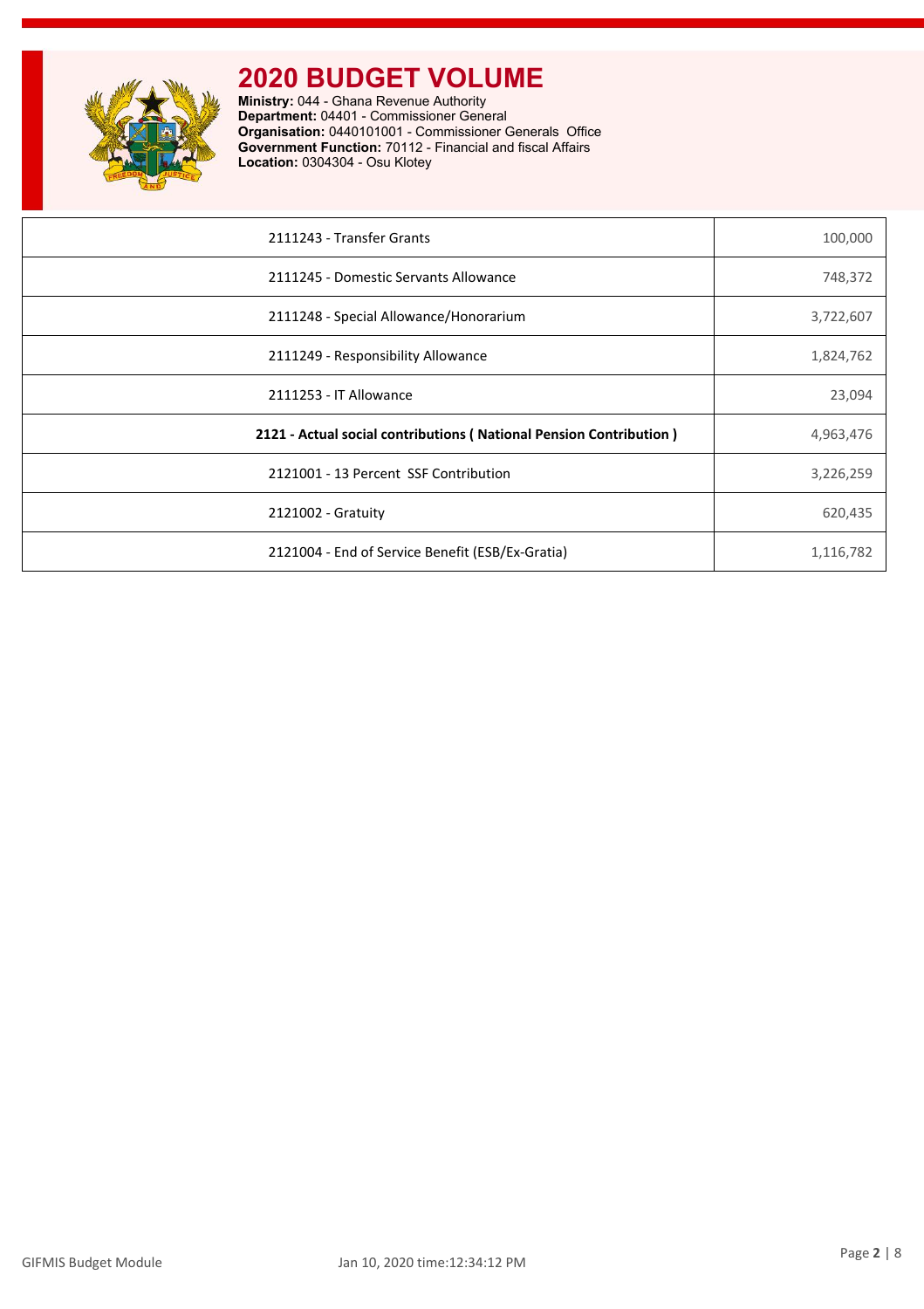# 2020 BUDGET VOLUME

**Ministry:** 044 - Ghana Revenue Authority
**Department:** 04401 - Commissioner General
**Organisation:** 0440101001 - Commissioner Generals Office
**Government Function:** 70112 - Financial and fiscal Affairs
**Location:** 0304304 - Osu Klotey

| | |
|---|---|
| 2111243 - Transfer Grants | 100,000 |
| 2111245 - Domestic Servants Allowance | 748,372 |
| 2111248 - Special Allowance/Honorarium | 3,722,607 |
| 2111249 - Responsibility Allowance | 1,824,762 |
| 2111253 - IT Allowance | 23,094 |
| **2121 - Actual social contributions ( National Pension Contribution )** | 4,963,476 |
| 2121001 - 13 Percent SSF Contribution | 3,226,259 |
| 2121002 - Gratuity | 620,435 |
| 2121004 - End of Service Benefit (ESB/Ex-Gratia) | 1,116,782 |

GIFMIS Budget Module Jan 10, 2020 time:12:34:12 PM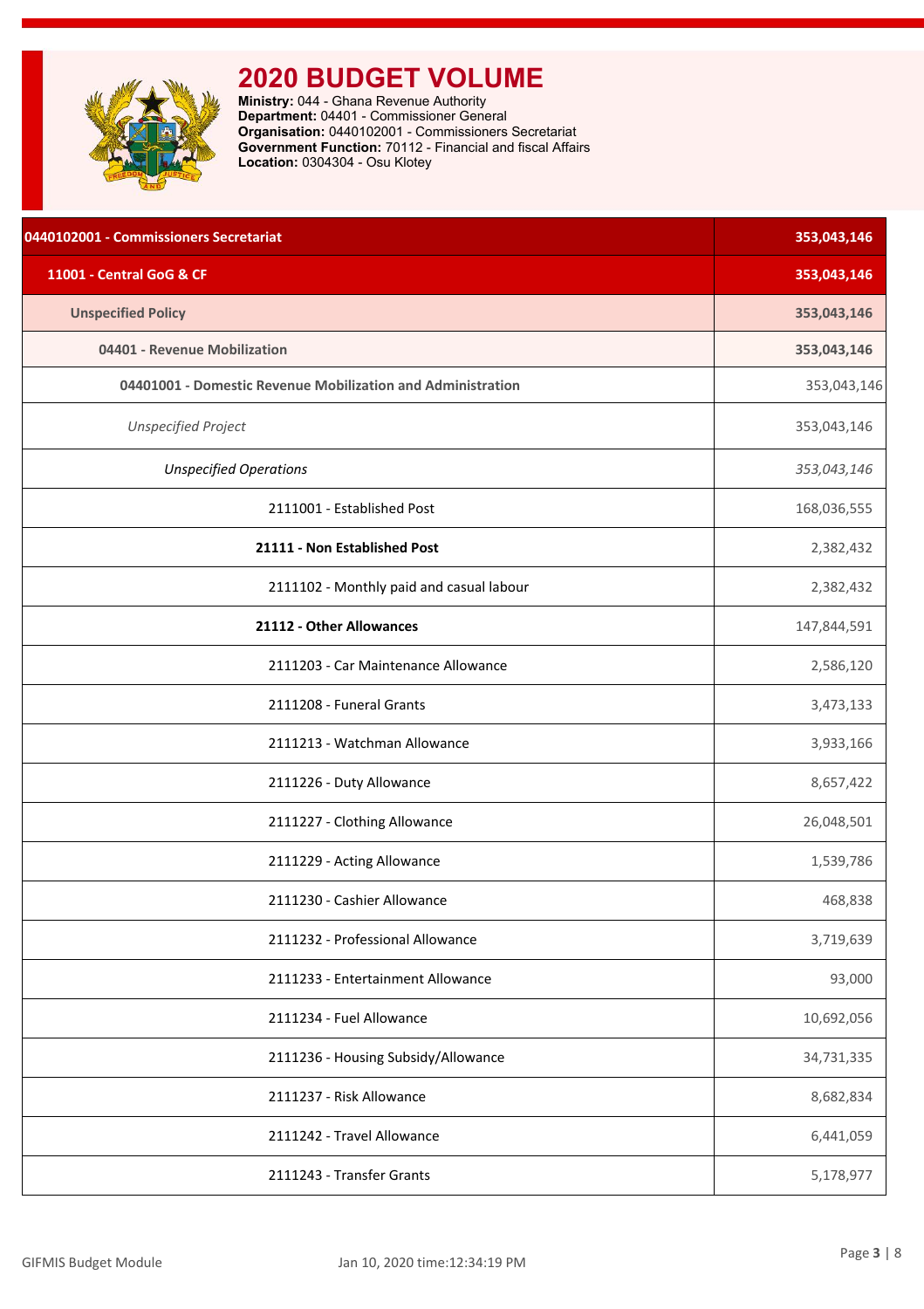# 2020 BUDGET VOLUME

**Ministry:** 044 - Ghana Revenue Authority
**Department:** 04401 - Commissioner General
**Organisation:** 0440102001 - Commissioners Secretariat
**Government Function:** 70112 - Financial and fiscal Affairs
**Location:** 0304304 - Osu Klotey

| | |
|---|---|
| **0440102001 - Commissioners Secretariat** | **353,043,146** |
| **11001 - Central GoG & CF** | **353,043,146** |
| **Unspecified Policy** | **353,043,146** |
| **04401 - Revenue Mobilization** | **353,043,146** |
| **04401001 - Domestic Revenue Mobilization and Administration** | 353,043,146 |
| *Unspecified Project* | 353,043,146 |
| *Unspecified Operations* | *353,043,146* |
| 2111001 - Established Post | 168,036,555 |
| **21111 - Non Established Post** | 2,382,432 |
| 2111102 - Monthly paid and casual labour | 2,382,432 |
| **21112 - Other Allowances** | 147,844,591 |
| 2111203 - Car Maintenance Allowance | 2,586,120 |
| 2111208 - Funeral Grants | 3,473,133 |
| 2111213 - Watchman Allowance | 3,933,166 |
| 2111226 - Duty Allowance | 8,657,422 |
| 2111227 - Clothing Allowance | 26,048,501 |
| 2111229 - Acting Allowance | 1,539,786 |
| 2111230 - Cashier Allowance | 468,838 |
| 2111232 - Professional Allowance | 3,719,639 |
| 2111233 - Entertainment Allowance | 93,000 |
| 2111234 - Fuel Allowance | 10,692,056 |
| 2111236 - Housing Subsidy/Allowance | 34,731,335 |
| 2111237 - Risk Allowance | 8,682,834 |
| 2111242 - Travel Allowance | 6,441,059 |
| 2111243 - Transfer Grants | 5,178,977 |

GIFMIS Budget Module Jan 10, 2020 time:12:34:19 PM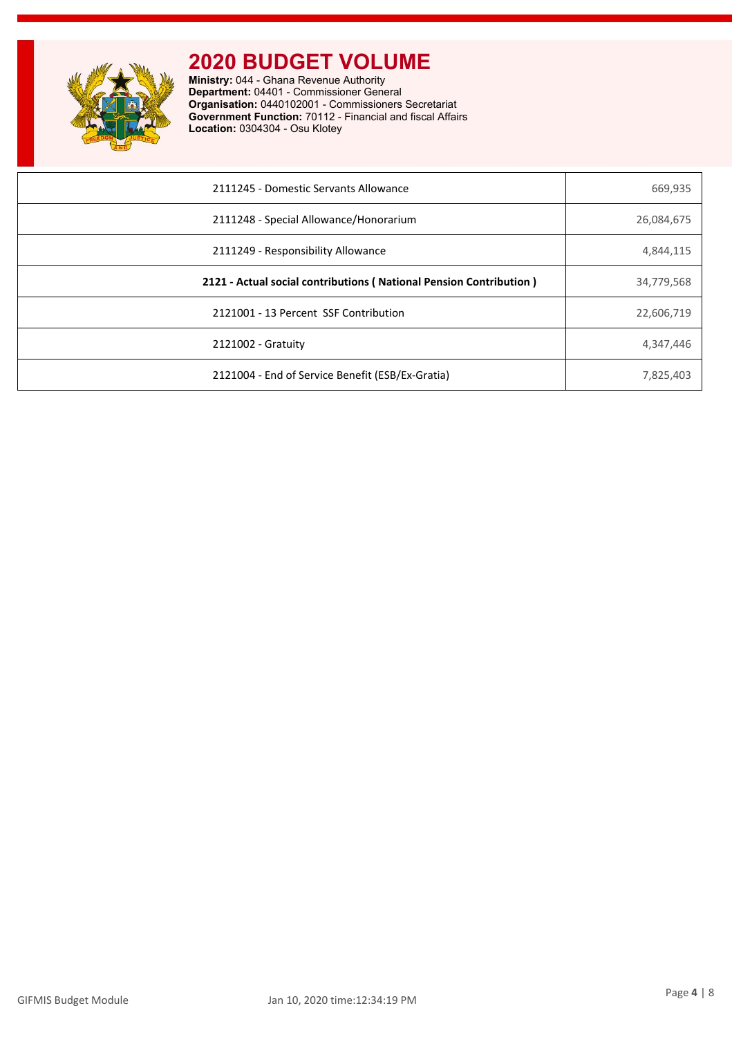# 2020 BUDGET VOLUME

**Ministry:** 044 - Ghana Revenue Authority
**Department:** 04401 - Commissioner General
**Organisation:** 0440102001 - Commissioners Secretariat
**Government Function:** 70112 - Financial and fiscal Affairs
**Location:** 0304304 - Osu Klotey

| | |
|---|---|
| 2111245 - Domestic Servants Allowance | 669,935 |
| 2111248 - Special Allowance/Honorarium | 26,084,675 |
| 2111249 - Responsibility Allowance | 4,844,115 |
| **2121 - Actual social contributions ( National Pension Contribution )** | 34,779,568 |
| 2121001 - 13 Percent SSF Contribution | 22,606,719 |
| 2121002 - Gratuity | 4,347,446 |
| 2121004 - End of Service Benefit (ESB/Ex-Gratia) | 7,825,403 |

GIFMIS Budget Module Jan 10, 2020 time:12:34:19 PM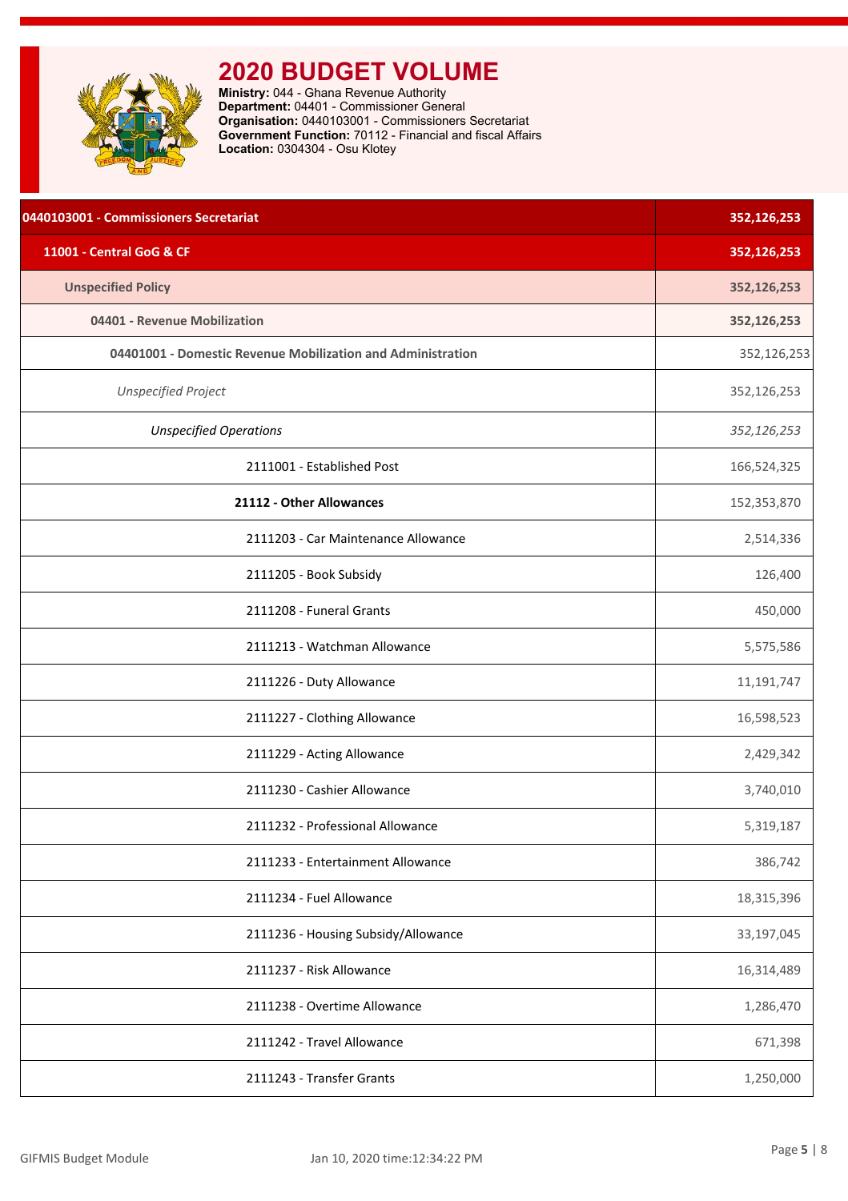# 2020 BUDGET VOLUME

**Ministry:** 044 - Ghana Revenue Authority
**Department:** 04401 - Commissioner General
**Organisation:** 0440103001 - Commissioners Secretariat
**Government Function:** 70112 - Financial and fiscal Affairs
**Location:** 0304304 - Osu Klotey

| | |
|---|---|
| **0440103001 - Commissioners Secretariat** | **352,126,253** |
| **11001 - Central GoG & CF** | **352,126,253** |
| **Unspecified Policy** | **352,126,253** |
| **04401 - Revenue Mobilization** | **352,126,253** |
| **04401001 - Domestic Revenue Mobilization and Administration** | 352,126,253 |
| *Unspecified Project* | 352,126,253 |
| *Unspecified Operations* | *352,126,253* |
| 2111001 - Established Post | 166,524,325 |
| **21112 - Other Allowances** | 152,353,870 |
| 2111203 - Car Maintenance Allowance | 2,514,336 |
| 2111205 - Book Subsidy | 126,400 |
| 2111208 - Funeral Grants | 450,000 |
| 2111213 - Watchman Allowance | 5,575,586 |
| 2111226 - Duty Allowance | 11,191,747 |
| 2111227 - Clothing Allowance | 16,598,523 |
| 2111229 - Acting Allowance | 2,429,342 |
| 2111230 - Cashier Allowance | 3,740,010 |
| 2111232 - Professional Allowance | 5,319,187 |
| 2111233 - Entertainment Allowance | 386,742 |
| 2111234 - Fuel Allowance | 18,315,396 |
| 2111236 - Housing Subsidy/Allowance | 33,197,045 |
| 2111237 - Risk Allowance | 16,314,489 |
| 2111238 - Overtime Allowance | 1,286,470 |
| 2111242 - Travel Allowance | 671,398 |
| 2111243 - Transfer Grants | 1,250,000 |

GIFMIS Budget Module Jan 10, 2020 time:12:34:22 PM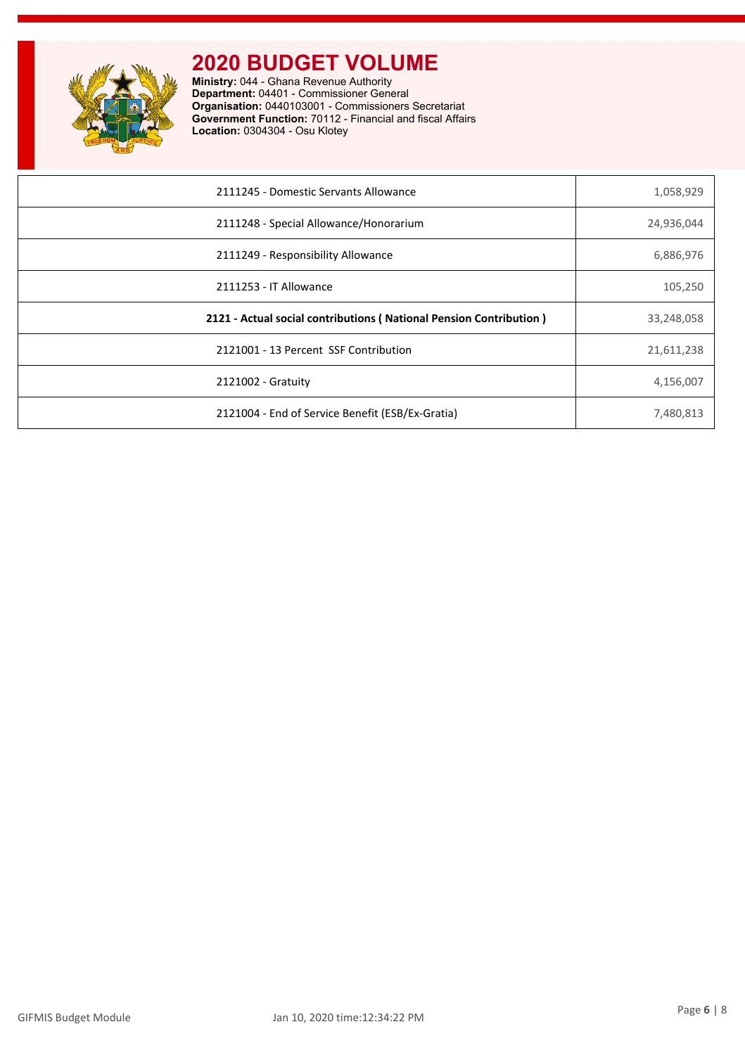# 2020 BUDGET VOLUME

**Ministry:** 044 - Ghana Revenue Authority
**Department:** 04401 - Commissioner General
**Organisation:** 0440103001 - Commissioners Secretariat
**Government Function:** 70112 - Financial and fiscal Affairs
**Location:** 0304304 - Osu Klotey

| | |
|---|---|
| 2111245 - Domestic Servants Allowance | 1,058,929 |
| 2111248 - Special Allowance/Honorarium | 24,936,044 |
| 2111249 - Responsibility Allowance | 6,886,976 |
| 2111253 - IT Allowance | 105,250 |
| **2121 - Actual social contributions ( National Pension Contribution )** | 33,248,058 |
| 2121001 - 13 Percent SSF Contribution | 21,611,238 |
| 2121002 - Gratuity | 4,156,007 |
| 2121004 - End of Service Benefit (ESB/Ex-Gratia) | 7,480,813 |

GIFMIS Budget Module &nbsp;&nbsp;&nbsp; Jan 10, 2020 time:12:34:22 PM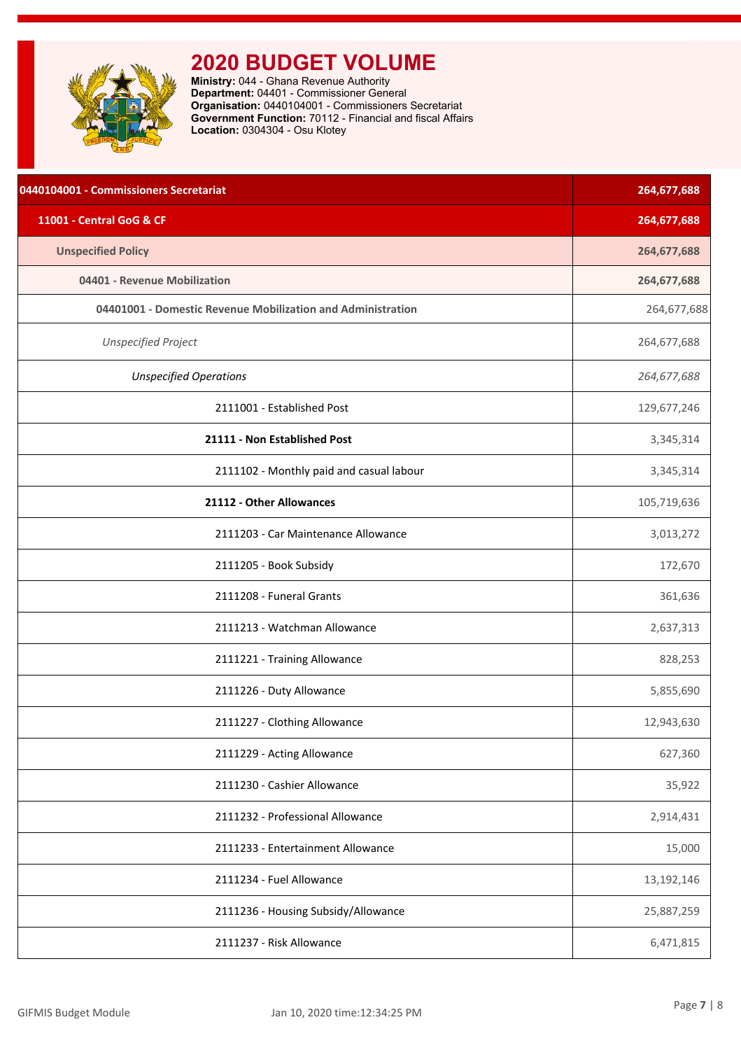# 2020 BUDGET VOLUME

**Ministry:** 044 - Ghana Revenue Authority
**Department:** 04401 - Commissioner General
**Organisation:** 0440104001 - Commissioners Secretariat
**Government Function:** 70112 - Financial and fiscal Affairs
**Location:** 0304304 - Osu Klotey

| | |
|---|---|
| **0440104001 - Commissioners Secretariat** | **264,677,688** |
| **11001 - Central GoG & CF** | **264,677,688** |
| **Unspecified Policy** | **264,677,688** |
| **04401 - Revenue Mobilization** | **264,677,688** |
| **04401001 - Domestic Revenue Mobilization and Administration** | 264,677,688 |
| *Unspecified Project* | 264,677,688 |
| *Unspecified Operations* | *264,677,688* |
| 2111001 - Established Post | 129,677,246 |
| **21111 - Non Established Post** | 3,345,314 |
| 2111102 - Monthly paid and casual labour | 3,345,314 |
| **21112 - Other Allowances** | 105,719,636 |
| 2111203 - Car Maintenance Allowance | 3,013,272 |
| 2111205 - Book Subsidy | 172,670 |
| 2111208 - Funeral Grants | 361,636 |
| 2111213 - Watchman Allowance | 2,637,313 |
| 2111221 - Training Allowance | 828,253 |
| 2111226 - Duty Allowance | 5,855,690 |
| 2111227 - Clothing Allowance | 12,943,630 |
| 2111229 - Acting Allowance | 627,360 |
| 2111230 - Cashier Allowance | 35,922 |
| 2111232 - Professional Allowance | 2,914,431 |
| 2111233 - Entertainment Allowance | 15,000 |
| 2111234 - Fuel Allowance | 13,192,146 |
| 2111236 - Housing Subsidy/Allowance | 25,887,259 |
| 2111237 - Risk Allowance | 6,471,815 |

GIFMIS Budget Module Jan 10, 2020 time:12:34:25 PM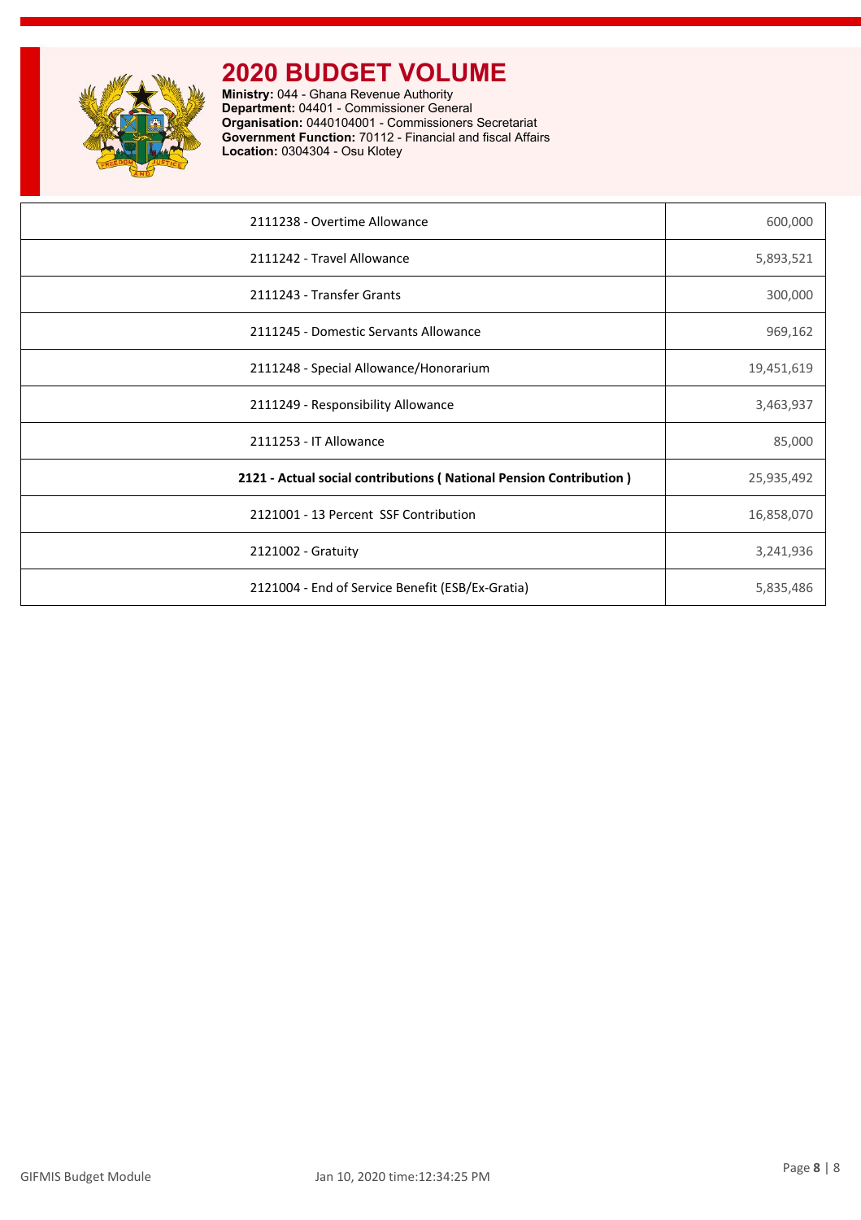# 2020 BUDGET VOLUME

**Ministry:** 044 - Ghana Revenue Authority
**Department:** 04401 - Commissioner General
**Organisation:** 0440104001 - Commissioners Secretariat
**Government Function:** 70112 - Financial and fiscal Affairs
**Location:** 0304304 - Osu Klotey

| | |
|---|---|
| 2111238 - Overtime Allowance | 600,000 |
| 2111242 - Travel Allowance | 5,893,521 |
| 2111243 - Transfer Grants | 300,000 |
| 2111245 - Domestic Servants Allowance | 969,162 |
| 2111248 - Special Allowance/Honorarium | 19,451,619 |
| 2111249 - Responsibility Allowance | 3,463,937 |
| 2111253 - IT Allowance | 85,000 |
| **2121 - Actual social contributions ( National Pension Contribution )** | 25,935,492 |
| 2121001 - 13 Percent SSF Contribution | 16,858,070 |
| 2121002 - Gratuity | 3,241,936 |
| 2121004 - End of Service Benefit (ESB/Ex-Gratia) | 5,835,486 |

GIFMIS Budget Module Jan 10, 2020 time:12:34:25 PM